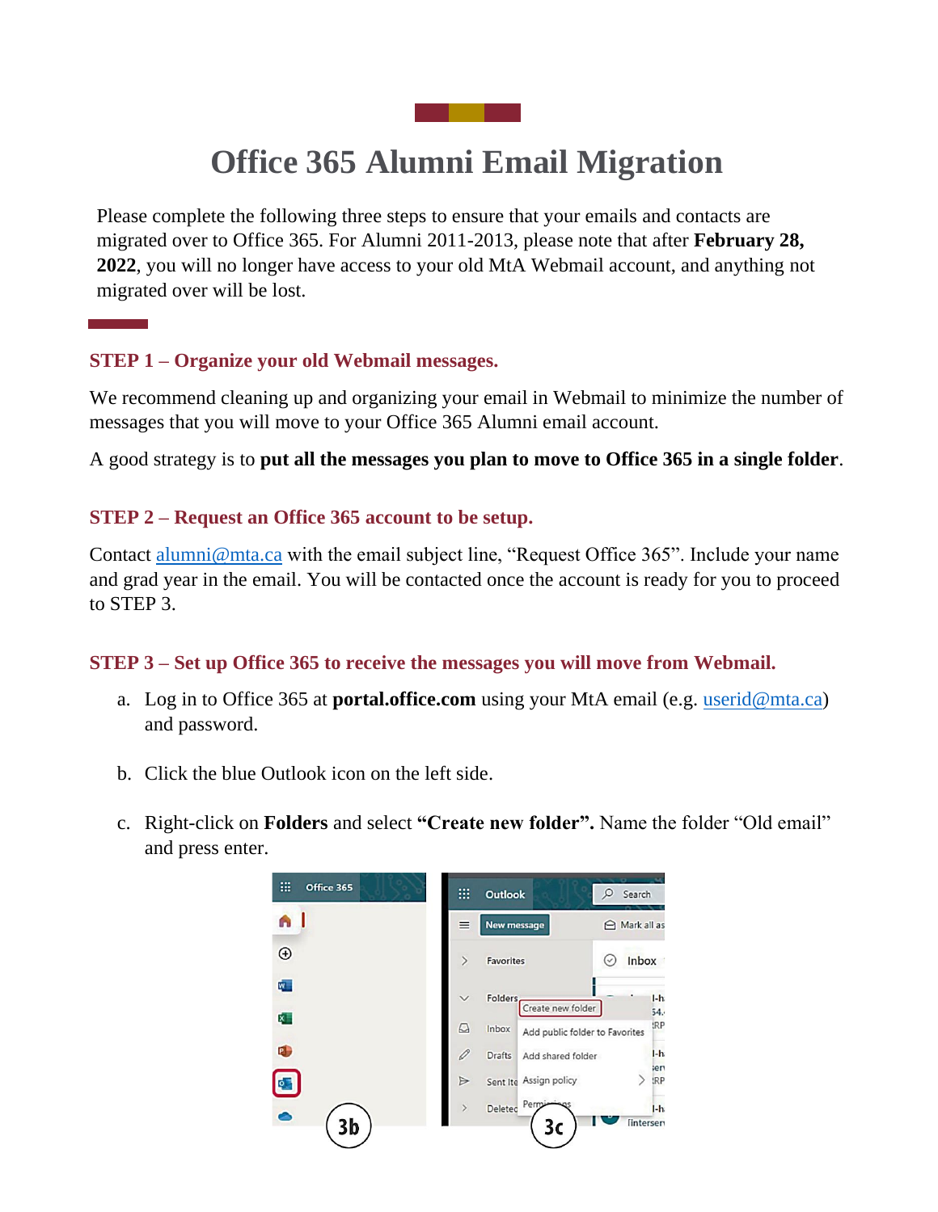# Office 365 Alumni Email Migration

Please complete the following three steps to ensure that your emails and contacts are migrated over to Office 365. For Alumni 2011-2013, please note that after **February 28, 2022**, you will no longer have access to your old MtA Webmail account, and anything not migrated over will be lost.

## STEP 1 – Organize your old Webmail messages.

We recommend cleaning up and organizing your email in Webmail to minimize the number of messages that you will move to your Office 365 Alumni email account.

A good strategy is to **put all the messages you plan to move to Office 365 in a single folder**.

## STEP 2 – Request an Office 365 account to be setup.

Contact alumni@mta.ca with the email subject line, "Request Office 365". Include your name and grad year in the email. You will be contacted once the account is ready for you to proceed to STEP 3.

## STEP 3 – Set up Office 365 to receive the messages you will move from Webmail.

a. Log in to Office 365 at **portal.office.com** using your MtA email (e.g. userid@mta.ca) and password.

b. Click the blue Outlook icon on the left side.

c. Right-click on **Folders** and select **"Create new folder".** Name the folder "Old email" and press enter.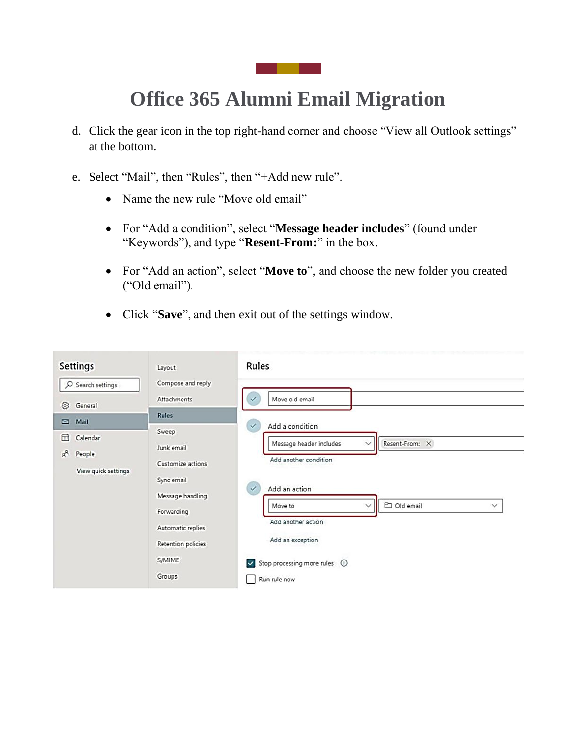# Office 365 Alumni Email Migration

d. Click the gear icon in the top right-hand corner and choose "View all Outlook settings" at the bottom.

e. Select "Mail", then "Rules", then "+Add new rule".

- Name the new rule "Move old email"
- For "Add a condition", select "**Message header includes**" (found under "Keywords"), and type "**Resent-From:**" in the box.
- For "Add an action", select "**Move to**", and choose the new folder you created ("Old email").
- Click "**Save**", and then exit out of the settings window.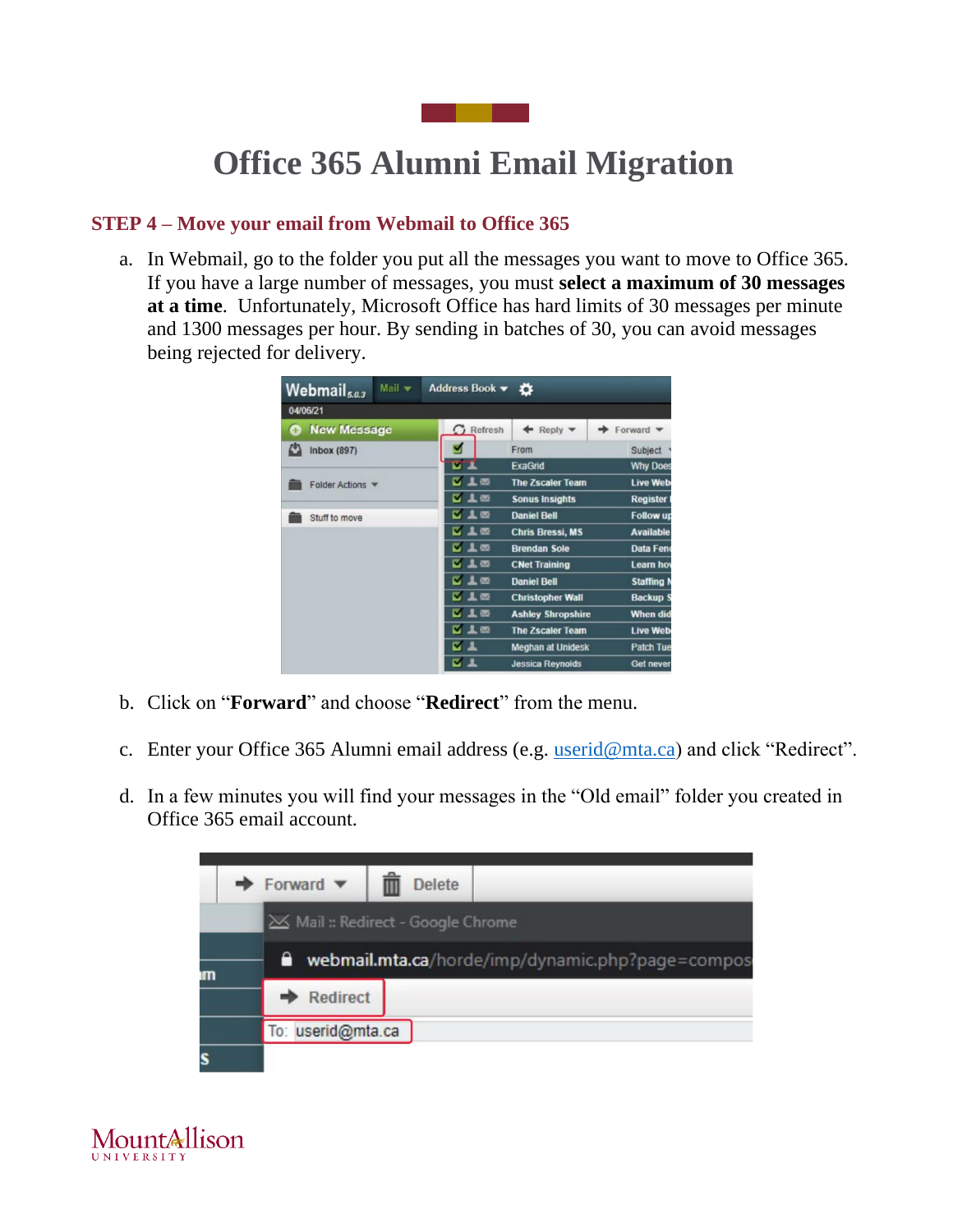# Office 365 Alumni Email Migration

## STEP 4 – Move your email from Webmail to Office 365

a. In Webmail, go to the folder you put all the messages you want to move to Office 365. If you have a large number of messages, you must **select a maximum of 30 messages at a time**. Unfortunately, Microsoft Office has hard limits of 30 messages per minute and 1300 messages per hour. By sending in batches of 30, you can avoid messages being rejected for delivery.

b. Click on "**Forward**" and choose "**Redirect**" from the menu.

c. Enter your Office 365 Alumni email address (e.g. userid@mta.ca) and click "Redirect".

d. In a few minutes you will find your messages in the "Old email" folder you created in Office 365 email account.